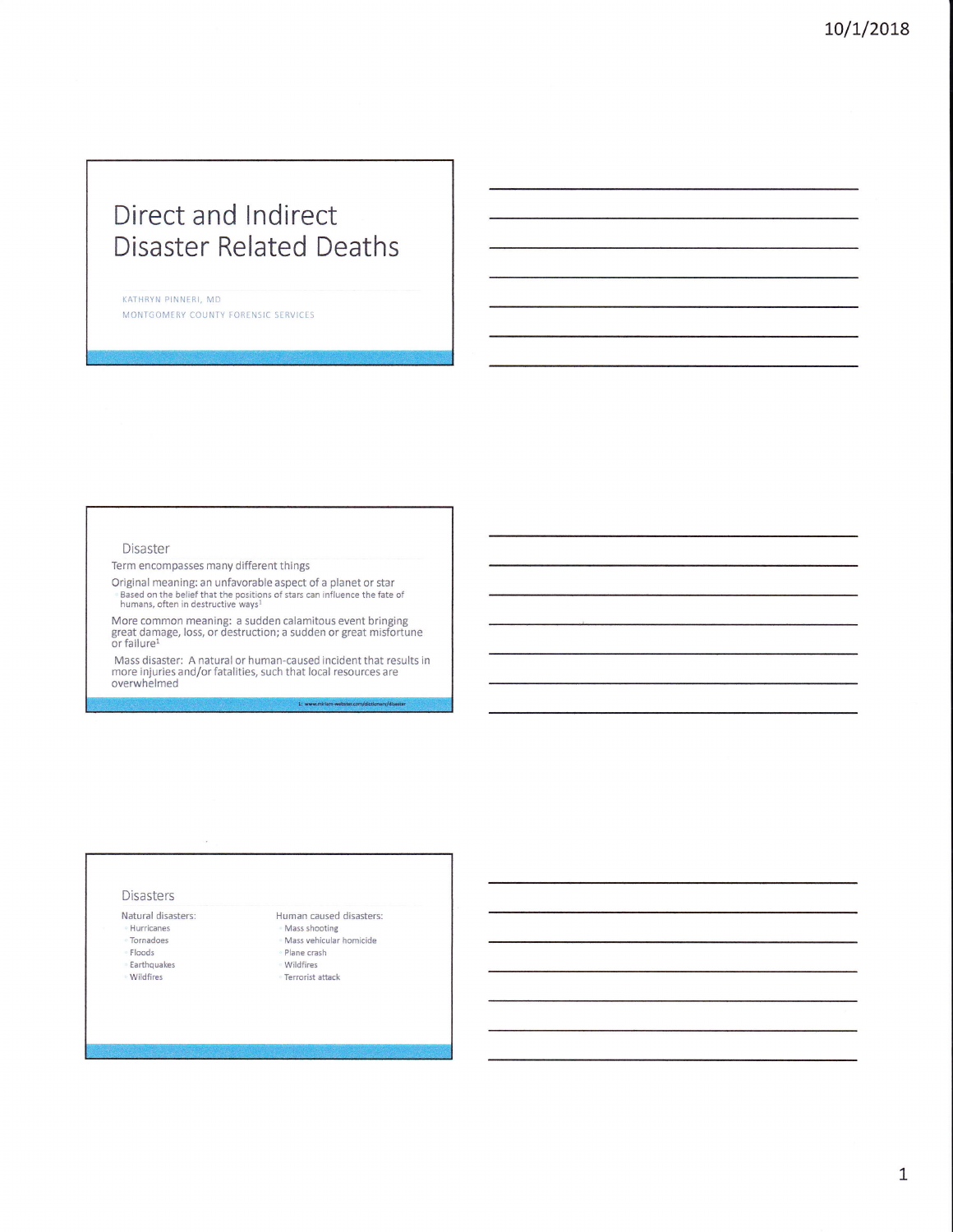# Direct and Indirect Disaster Related Deaths

KATHRYN PINNERI, MD

MONTGOMERY COUNTY FORENSIC SERVICES

## Disaster

Term encompasses many different things

Original meaning: an unfavorable aspect of a planet or star

- Based on the belief that the positions of stars can influence the fate of humans, often in destructive ways[1]

More common meaning: a sudden calamitous event bringing great damage, loss, or destruction; a sudden or great misfortune or failure[1]

Mass disaster: A natural or human-caused incident that results in more injuries and/or fatalities, such that local resources are overwhelmed

1: www.merriam-webster.com/dictionary/disaster

## Disasters

Natural disasters:

- Hurricanes
- Tornadoes
- Floods
- Earthquakes
- Wildfires

Human caused disasters:

- Mass shooting
- Mass vehicular homicide
- Plane crash
- Wildfires
- Terrorist attack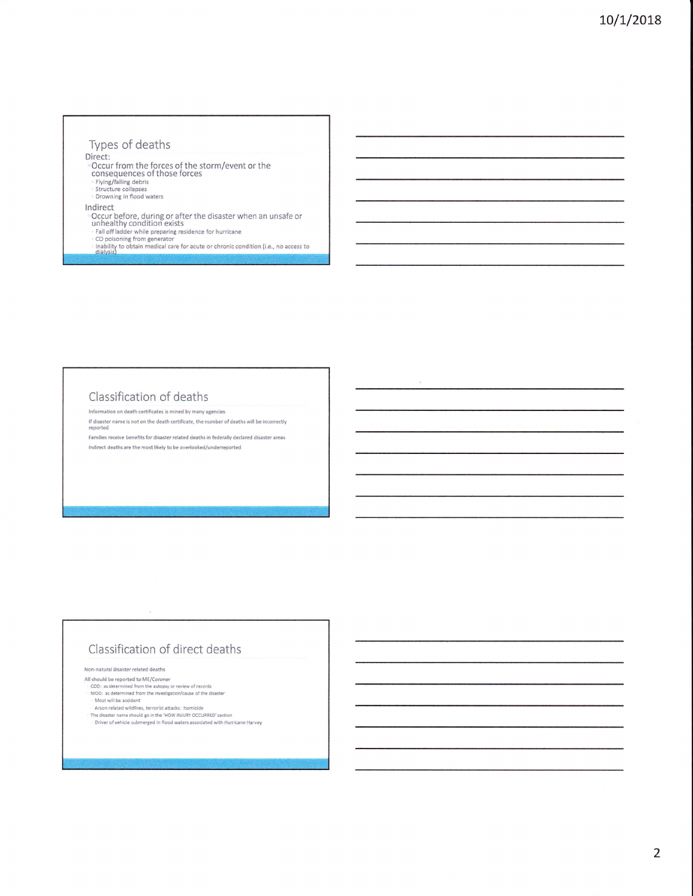## Types of deaths

Direct:
- Occur from the forces of the storm/event or the consequences of those forces
  - Flying/falling debris
  - Structure collapses
  - Drowning in flood waters

Indirect
- Occur before, during or after the disaster when an unsafe or unhealthy condition exists
  - Fall off ladder while preparing residence for hurricane
  - CO poisoning from generator
  - Inability to obtain medical care for acute or chronic condition (i.e., no access to dialysis)

## Classification of deaths

Information on death certificates is mined by many agencies

If disaster name is not on the death certificate, the number of deaths will be incorrectly reported

Families receive benefits for disaster related deaths in federally declared disaster areas

Indirect deaths are the most likely to be overlooked/underreported

## Classification of direct deaths

Non-natural disaster related deaths

All should be reported to ME/Coroner
- COD: as determined from the autopsy or review of records
- MOD: as determined from the investigation/cause of the disaster
  - Most will be accident
  - Arson related wildfires, terrorist attacks: homicide
- The disaster name should go in the "HOW INJURY OCCURRED" section
  - Driver of vehicle submerged in flood waters associated with Hurricane Harvey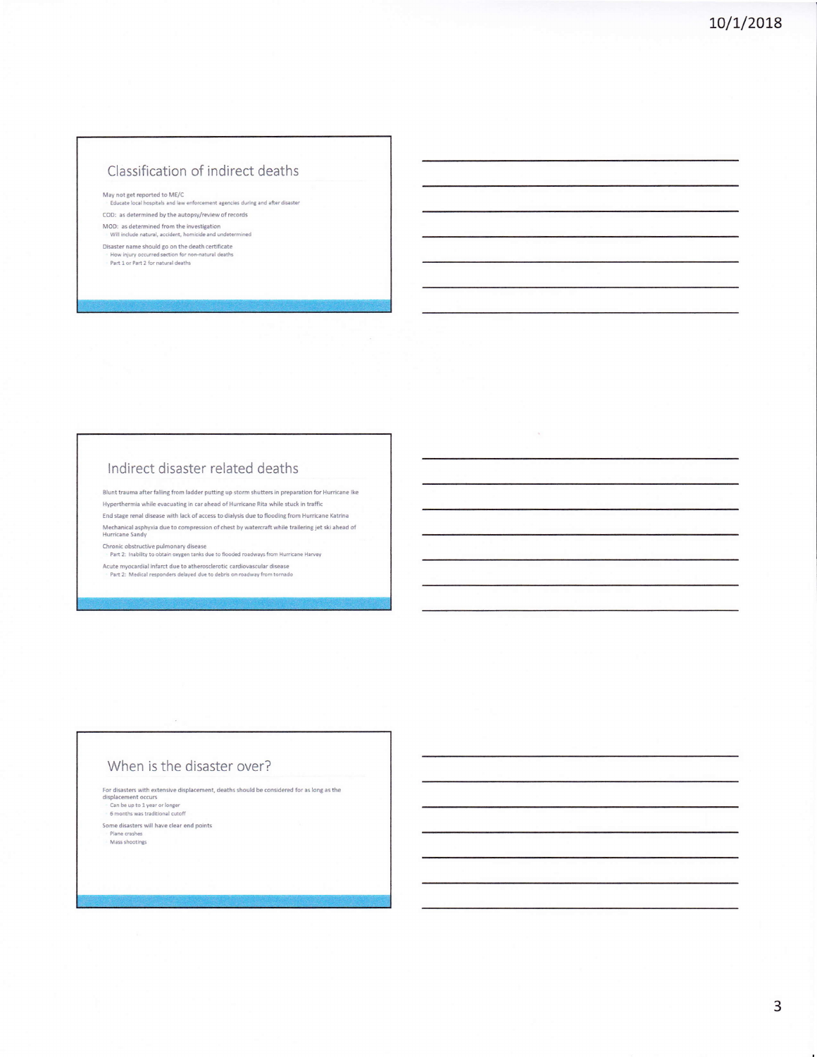## Classification of indirect deaths

- May not get reported to ME/C
  - Educate local hospitals and law enforcement agencies during and after disaster
- COD: as determined by the autopsy/review of records
- MOD: as determined from the investigation
  - Will include natural, accident, homicide and undetermined
- Disaster name should go on the death certificate
  - How injury occurred section for non-natural deaths
  - Part 1 or Part 2 for natural deaths

## Indirect disaster related deaths

- Blunt trauma after falling from ladder putting up storm shutters in preparation for Hurricane Ike
- Hyperthermia while evacuating in car ahead of Hurricane Rita while stuck in traffic
- End stage renal disease with lack of access to dialysis due to flooding from Hurricane Katrina
- Mechanical asphyxia due to compression of chest by watercraft while trailering jet ski ahead of Hurricane Sandy
- Chronic obstructive pulmonary disease
  - Part 2: Inability to obtain oxygen tanks due to flooded roadways from Hurricane Harvey
- Acute myocardial infarct due to atherosclerotic cardiovascular disease
  - Part 2: Medical responders delayed due to debris on roadway from tornado

## When is the disaster over?

- For disasters with extensive displacement, deaths should be considered for as long as the displacement occurs
  - Can be up to 1 year or longer
  - 6 months was traditional cutoff
- Some disasters will have clear end points
  - Plane crashes
  - Mass shootings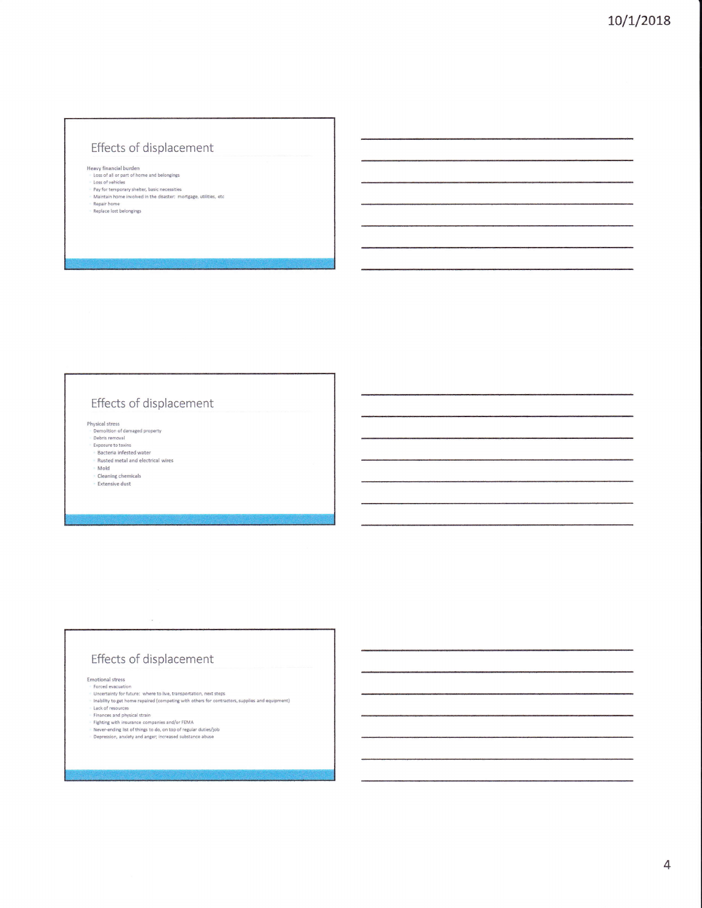## Effects of displacement

Heavy financial burden

- Loss of all or part of home and belongings
- Loss of vehicles
- Pay for temporary shelter, basic necessities
- Maintain home involved in the disaster: mortgage, utilities, etc
- Repair home
- Replace lost belongings

## Effects of displacement

Physical stress

- Demolition of damaged property
- Debris removal
- Exposure to toxins
  - Bacteria infested water
  - Rusted metal and electrical wires
  - Mold
  - Cleaning chemicals
  - Extensive dust

## Effects of displacement

Emotional stress

- Forced evacuation
- Uncertainty for future: where to live, transportation, next steps
- Inability to get home repaired (competing with others for contractors, supplies and equipment)
- Lack of resources
- Finances and physical strain
- Fighting with insurance companies and/or FEMA
- Never-ending list of things to do, on top of regular duties/job
- Depression, anxiety and anger; increased substance abuse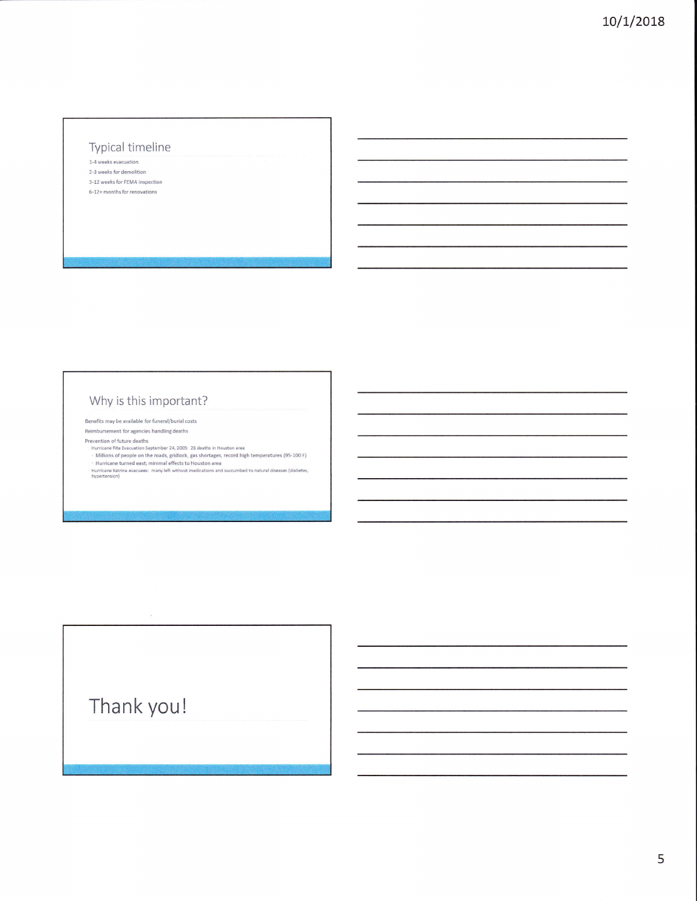## Typical timeline

1-4 weeks evacuation

2-3 weeks for demolition

3-12 weeks for FEMA inspection

6-12+ months for renovations

## Why is this important?

Benefits may be available for funeral/burial costs

Reimbursement for agencies handling deaths

Prevention of future deaths

- Hurricane Rita Evacuation September 24, 2005: 28 deaths in Houston area
  - Millions of people on the roads, gridlock, gas shortages, record high temperatures (95-100 F)
  - Hurricane turned east; minimal effects to Houston area
- Hurricane Katrina evacuees: many left without medications and succumbed to natural diseases (diabetes, hypertension)

## Thank you!